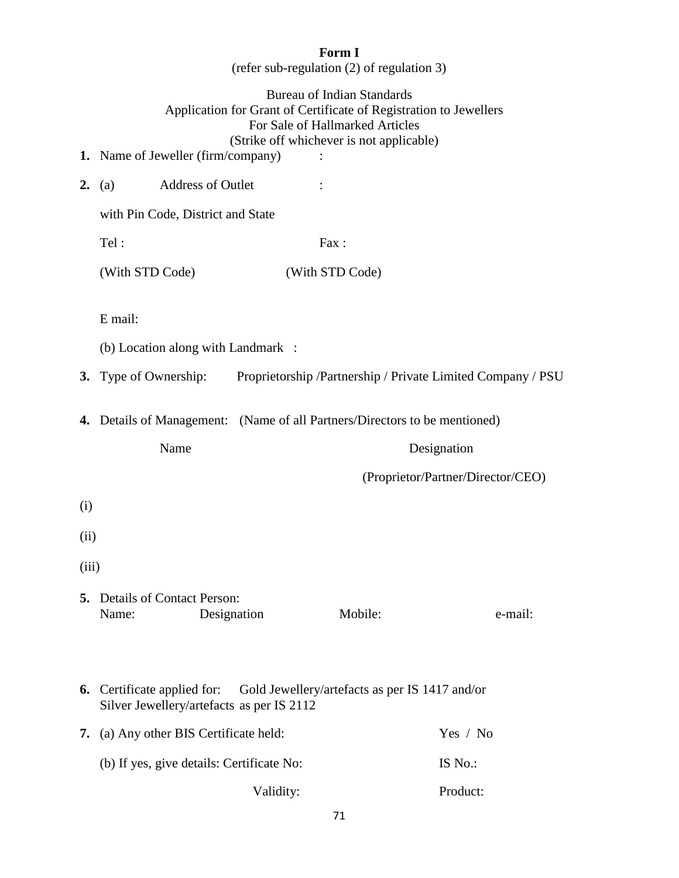**Form I**

(refer sub-regulation (2) of regulation 3)

Bureau of Indian Standards
Application for Grant of Certificate of Registration to Jewellers
For Sale of Hallmarked Articles
(Strike off whichever is not applicable)

**1.** Name of Jeweller (firm/company) :

**2.** (a) Address of Outlet :

with Pin Code, District and State

Tel : Fax :

(With STD Code) (With STD Code)

E mail:

(b) Location along with Landmark :

**3.** Type of Ownership: Proprietorship /Partnership / Private Limited Company / PSU

**4.** Details of Management: (Name of all Partners/Directors to be mentioned)

| | Name | Designation (Proprietor/Partner/Director/CEO) |
|---|---|---|
| (i) | | |
| (ii) | | |
| (iii) | | |

**5.** Details of Contact Person:

Name: Designation Mobile: e-mail:

**6.** Certificate applied for: Gold Jewellery/artefacts as per IS 1417 and/or Silver Jewellery/artefacts as per IS 2112

**7.** (a) Any other BIS Certificate held: Yes / No

(b) If yes, give details: Certificate No: IS No.:

Validity: Product: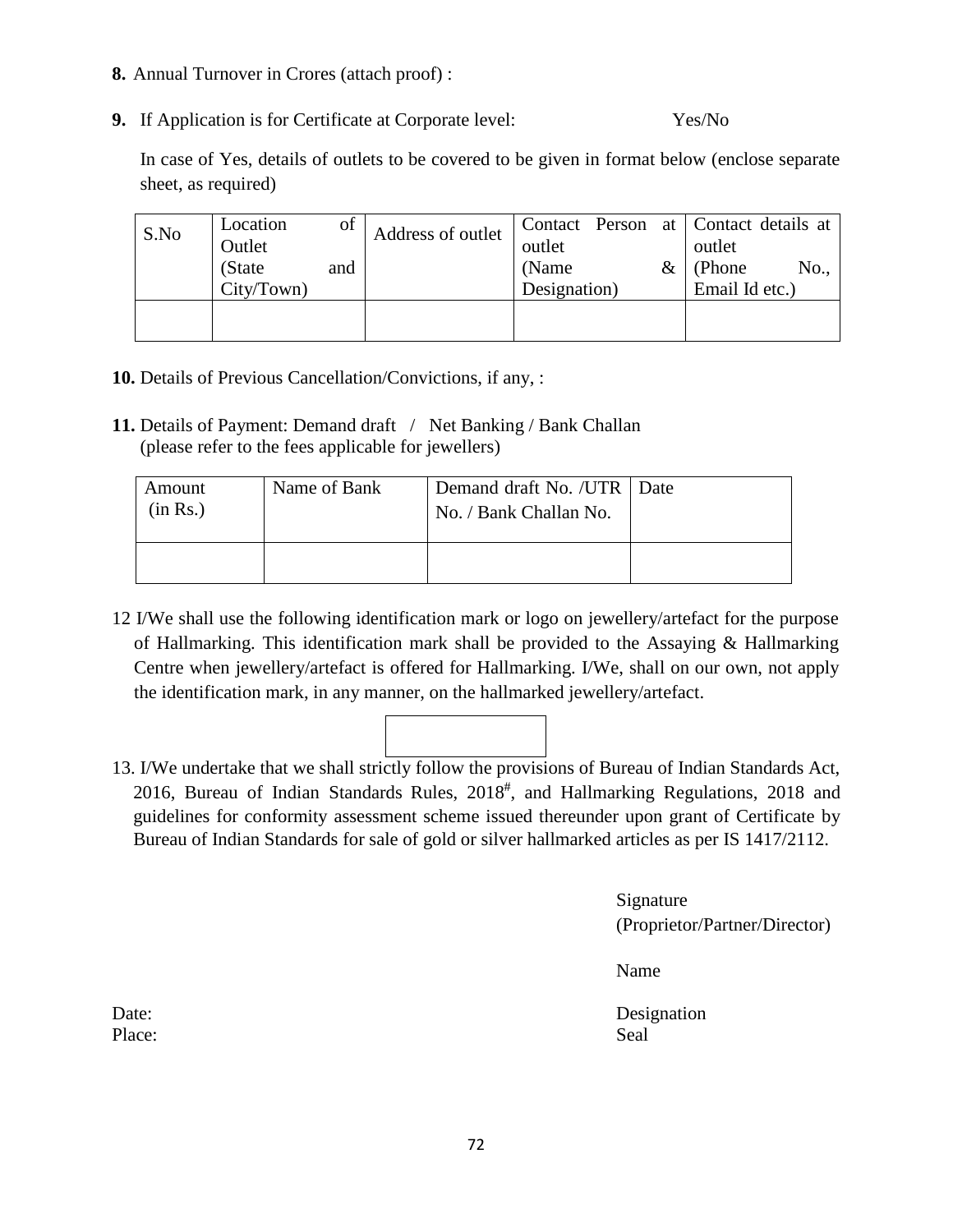**8.** Annual Turnover in Crores (attach proof) :

**9.** If Application is for Certificate at Corporate level: Yes/No

In case of Yes, details of outlets to be covered to be given in format below (enclose separate sheet, as required)

| S.No | Location of Outlet (State and City/Town) | Address of outlet | Contact Person at outlet (Name & Designation) | Contact details at outlet (Phone No., Email Id etc.) |
|---|---|---|---|---|
| | | | | |

**10.** Details of Previous Cancellation/Convictions, if any, :

**11.** Details of Payment: Demand draft / Net Banking / Bank Challan
(please refer to the fees applicable for jewellers)

| Amount (in Rs.) | Name of Bank | Demand draft No. /UTR No. / Bank Challan No. | Date |
|---|---|---|---|
| | | | |

12 I/We shall use the following identification mark or logo on jewellery/artefact for the purpose of Hallmarking. This identification mark shall be provided to the Assaying & Hallmarking Centre when jewellery/artefact is offered for Hallmarking. I/We, shall on our own, not apply the identification mark, in any manner, on the hallmarked jewellery/artefact.

13. I/We undertake that we shall strictly follow the provisions of Bureau of Indian Standards Act, 2016, Bureau of Indian Standards Rules, 2018#, and Hallmarking Regulations, 2018 and guidelines for conformity assessment scheme issued thereunder upon grant of Certificate by Bureau of Indian Standards for sale of gold or silver hallmarked articles as per IS 1417/2112.

Signature
(Proprietor/Partner/Director)

Name

Date:

Place:

Designation

Seal